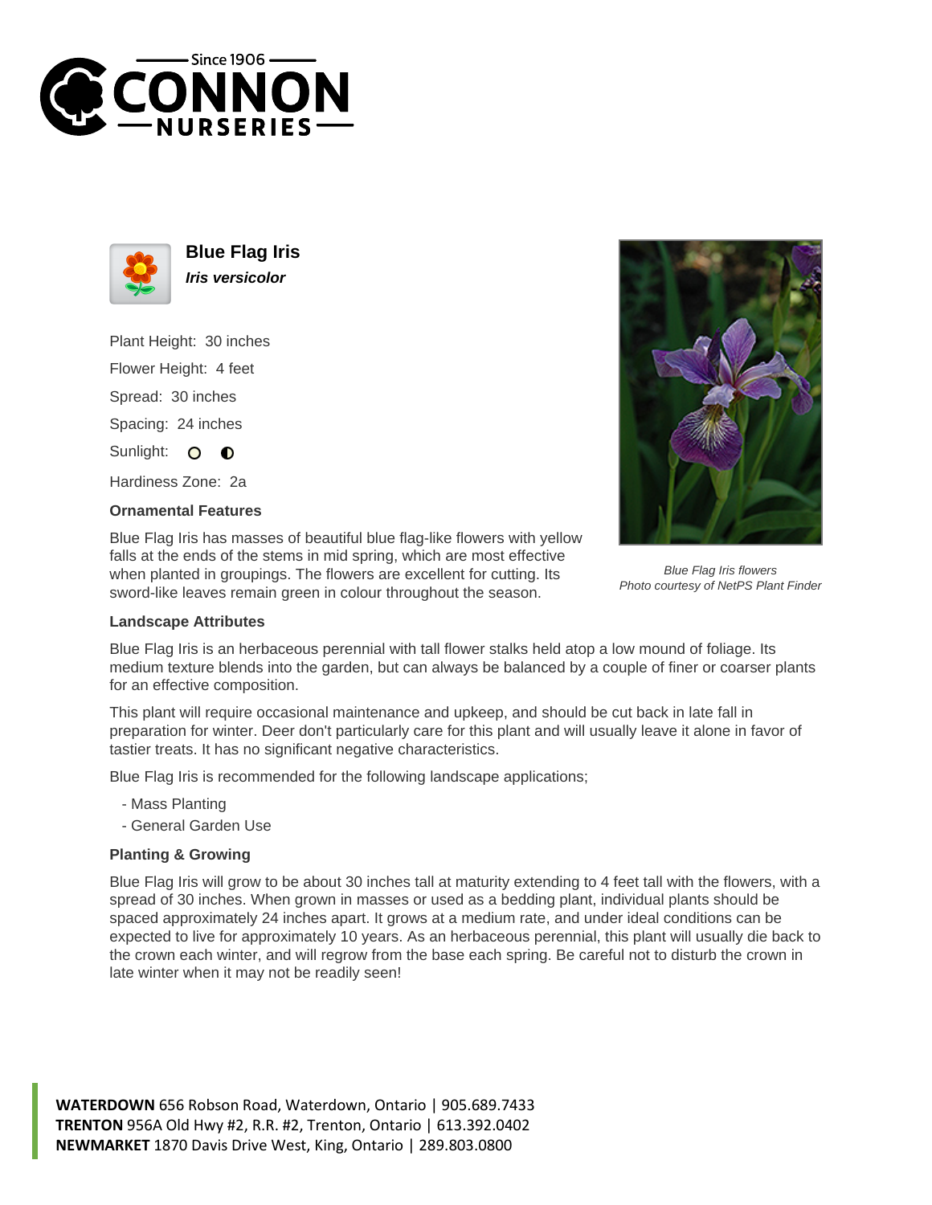# Blue Flag Iris

***Iris versicolor***

Plant Height: 30 inches

Flower Height: 4 feet

Spread: 30 inches

Spacing: 24 inches

Sunlight:

Hardiness Zone: 2a

### Ornamental Features

Blue Flag Iris has masses of beautiful blue flag-like flowers with yellow falls at the ends of the stems in mid spring, which are most effective when planted in groupings. The flowers are excellent for cutting. Its sword-like leaves remain green in colour throughout the season.

*Blue Flag Iris flowers*
*Photo courtesy of NetPS Plant Finder*

### Landscape Attributes

Blue Flag Iris is an herbaceous perennial with tall flower stalks held atop a low mound of foliage. Its medium texture blends into the garden, but can always be balanced by a couple of finer or coarser plants for an effective composition.

This plant will require occasional maintenance and upkeep, and should be cut back in late fall in preparation for winter. Deer don't particularly care for this plant and will usually leave it alone in favor of tastier treats. It has no significant negative characteristics.

Blue Flag Iris is recommended for the following landscape applications;

- Mass Planting
- General Garden Use

### Planting & Growing

Blue Flag Iris will grow to be about 30 inches tall at maturity extending to 4 feet tall with the flowers, with a spread of 30 inches. When grown in masses or used as a bedding plant, individual plants should be spaced approximately 24 inches apart. It grows at a medium rate, and under ideal conditions can be expected to live for approximately 10 years. As an herbaceous perennial, this plant will usually die back to the crown each winter, and will regrow from the base each spring. Be careful not to disturb the crown in late winter when it may not be readily seen!

**WATERDOWN** 656 Robson Road, Waterdown, Ontario | 905.689.7433
**TRENTON** 956A Old Hwy #2, R.R. #2, Trenton, Ontario | 613.392.0402
**NEWMARKET** 1870 Davis Drive West, King, Ontario | 289.803.0800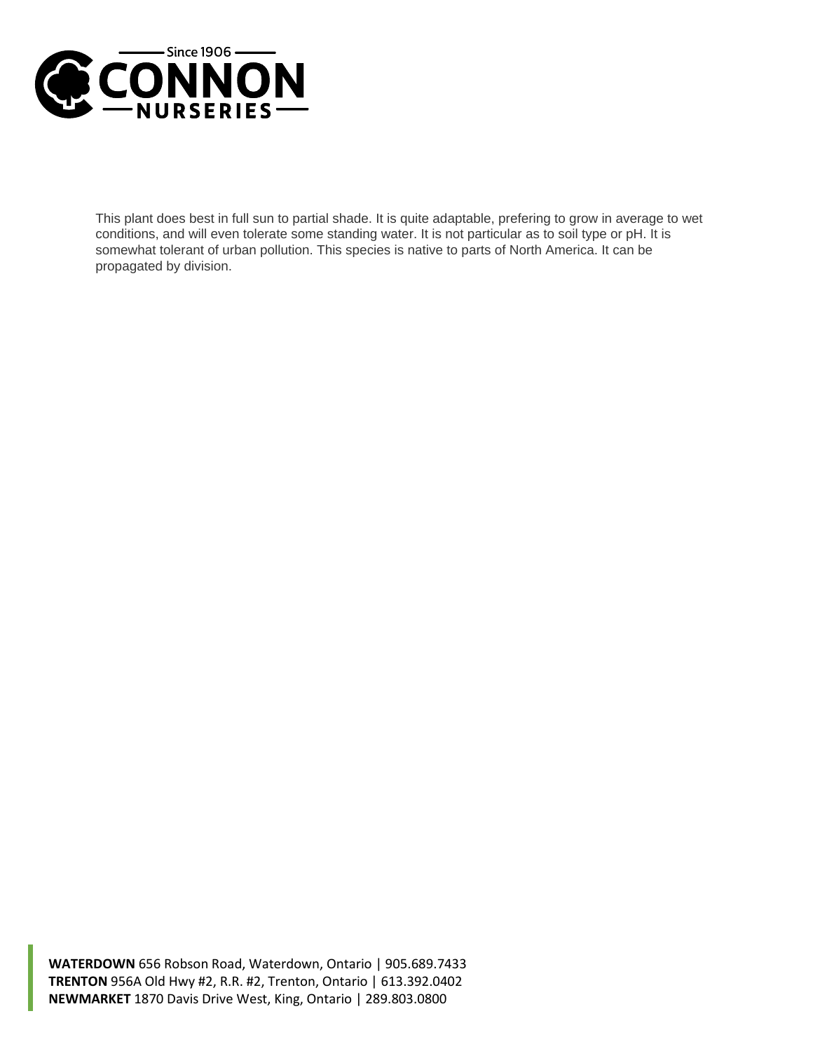This plant does best in full sun to partial shade. It is quite adaptable, prefering to grow in average to wet conditions, and will even tolerate some standing water. It is not particular as to soil type or pH. It is somewhat tolerant of urban pollution. This species is native to parts of North America. It can be propagated by division.